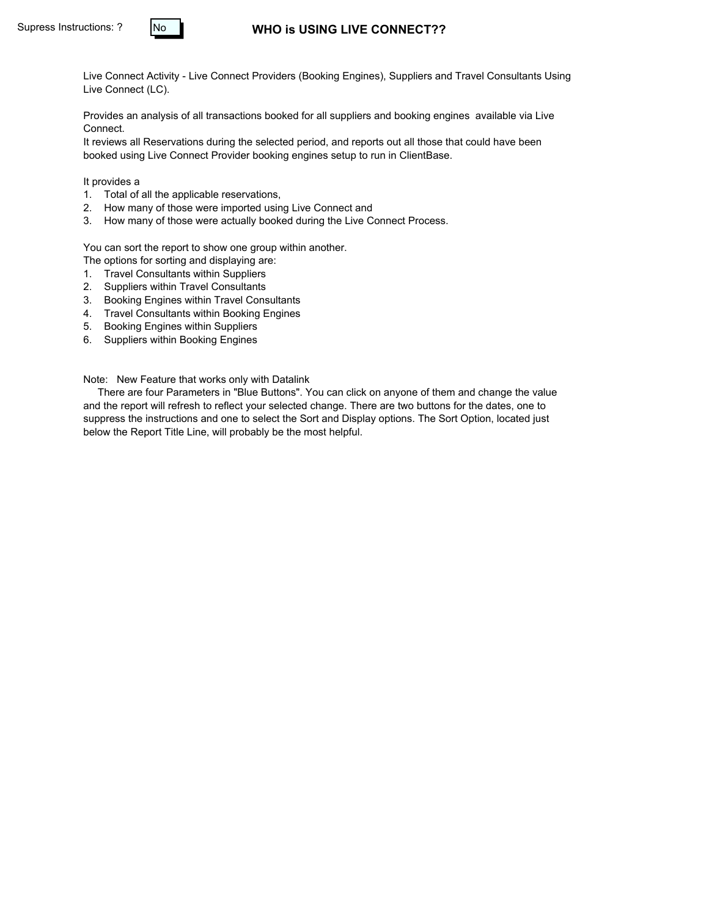Supress Instructions: ? No

# WHO is USING LIVE CONNECT??

Live Connect Activity - Live Connect Providers (Booking Engines), Suppliers and Travel Consultants Using Live Connect (LC).

Provides an analysis of all transactions booked for all suppliers and booking engines available via Live Connect.
It reviews all Reservations during the selected period, and reports out all those that could have been booked using Live Connect Provider booking engines setup to run in ClientBase.

It provides a
1. Total of all the applicable reservations,
2. How many of those were imported using Live Connect and
3. How many of those were actually booked during the Live Connect Process.

You can sort the report to show one group within another.
The options for sorting and displaying are:
1. Travel Consultants within Suppliers
2. Suppliers within Travel Consultants
3. Booking Engines within Travel Consultants
4. Travel Consultants within Booking Engines
5. Booking Engines within Suppliers
6. Suppliers within Booking Engines

Note: New Feature that works only with Datalink
There are four Parameters in "Blue Buttons". You can click on anyone of them and change the value and the report will refresh to reflect your selected change. There are two buttons for the dates, one to suppress the instructions and one to select the Sort and Display options. The Sort Option, located just below the Report Title Line, will probably be the most helpful.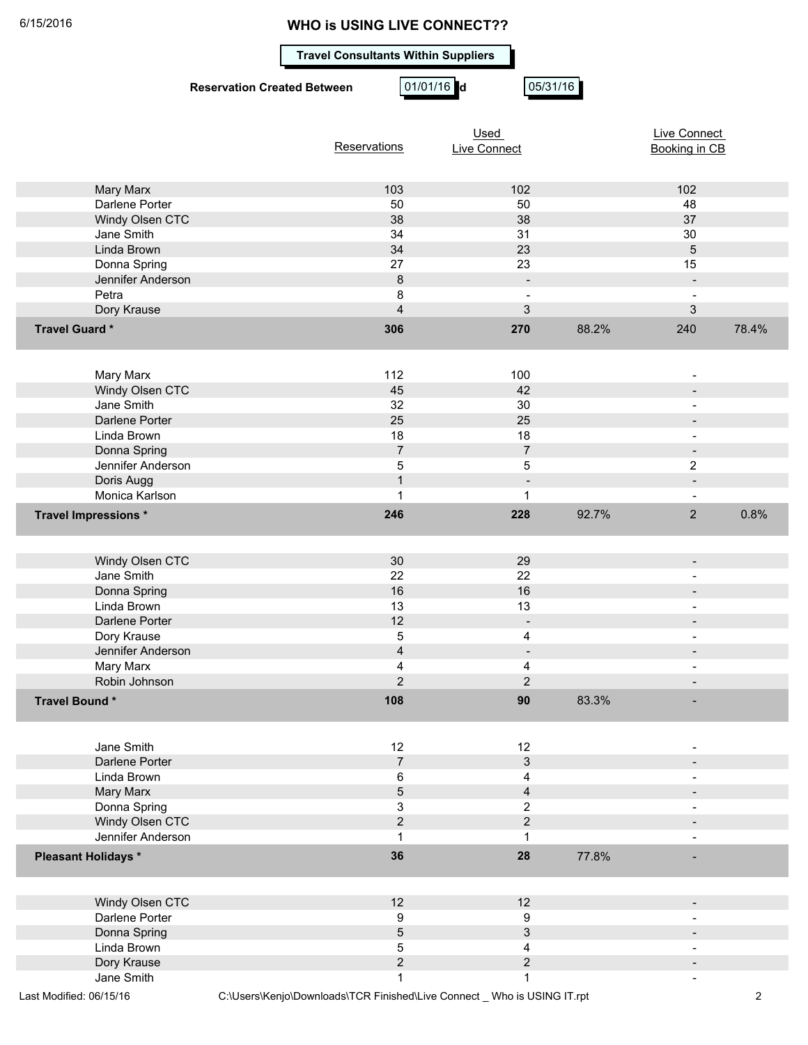6/15/2016

# WHO is USING LIVE CONNECT??

**Travel Consultants Within Suppliers**

**Reservation Created Between** 01/01/16 **and** 05/31/16

| | Reservations | Used Live Connect | | Live Connect Booking in CB | |
|---|---|---|---|---|---|
| Mary Marx | 103 | 102 | | 102 | |
| Darlene Porter | 50 | 50 | | 48 | |
| Windy Olsen CTC | 38 | 38 | | 37 | |
| Jane Smith | 34 | 31 | | 30 | |
| Linda Brown | 34 | 23 | | 5 | |
| Donna Spring | 27 | 23 | | 15 | |
| Jennifer Anderson | 8 | - | | - | |
| Petra | 8 | - | | - | |
| Dory Krause | 4 | 3 | | 3 | |
| **Travel Guard *** | **306** | **270** | 88.2% | 240 | 78.4% |
| Mary Marx | 112 | 100 | | - | |
| Windy Olsen CTC | 45 | 42 | | - | |
| Jane Smith | 32 | 30 | | - | |
| Darlene Porter | 25 | 25 | | - | |
| Linda Brown | 18 | 18 | | - | |
| Donna Spring | 7 | 7 | | - | |
| Jennifer Anderson | 5 | 5 | | 2 | |
| Doris Augg | 1 | - | | - | |
| Monica Karlson | 1 | 1 | | - | |
| **Travel Impressions *** | **246** | **228** | 92.7% | 2 | 0.8% |
| Windy Olsen CTC | 30 | 29 | | - | |
| Jane Smith | 22 | 22 | | - | |
| Donna Spring | 16 | 16 | | - | |
| Linda Brown | 13 | 13 | | - | |
| Darlene Porter | 12 | - | | - | |
| Dory Krause | 5 | 4 | | - | |
| Jennifer Anderson | 4 | - | | - | |
| Mary Marx | 4 | 4 | | - | |
| Robin Johnson | 2 | 2 | | - | |
| **Travel Bound *** | **108** | **90** | 83.3% | - | |
| Jane Smith | 12 | 12 | | - | |
| Darlene Porter | 7 | 3 | | - | |
| Linda Brown | 6 | 4 | | - | |
| Mary Marx | 5 | 4 | | - | |
| Donna Spring | 3 | 2 | | - | |
| Windy Olsen CTC | 2 | 2 | | - | |
| Jennifer Anderson | 1 | 1 | | - | |
| **Pleasant Holidays *** | **36** | **28** | 77.8% | - | |
| Windy Olsen CTC | 12 | 12 | | - | |
| Darlene Porter | 9 | 9 | | - | |
| Donna Spring | 5 | 3 | | - | |
| Linda Brown | 5 | 4 | | - | |
| Dory Krause | 2 | 2 | | - | |
| Jane Smith | 1 | 1 | | - | |

Last Modified: 06/15/16 C:\Users\Kenjo\Downloads\TCR Finished\Live Connect _ Who is USING IT.rpt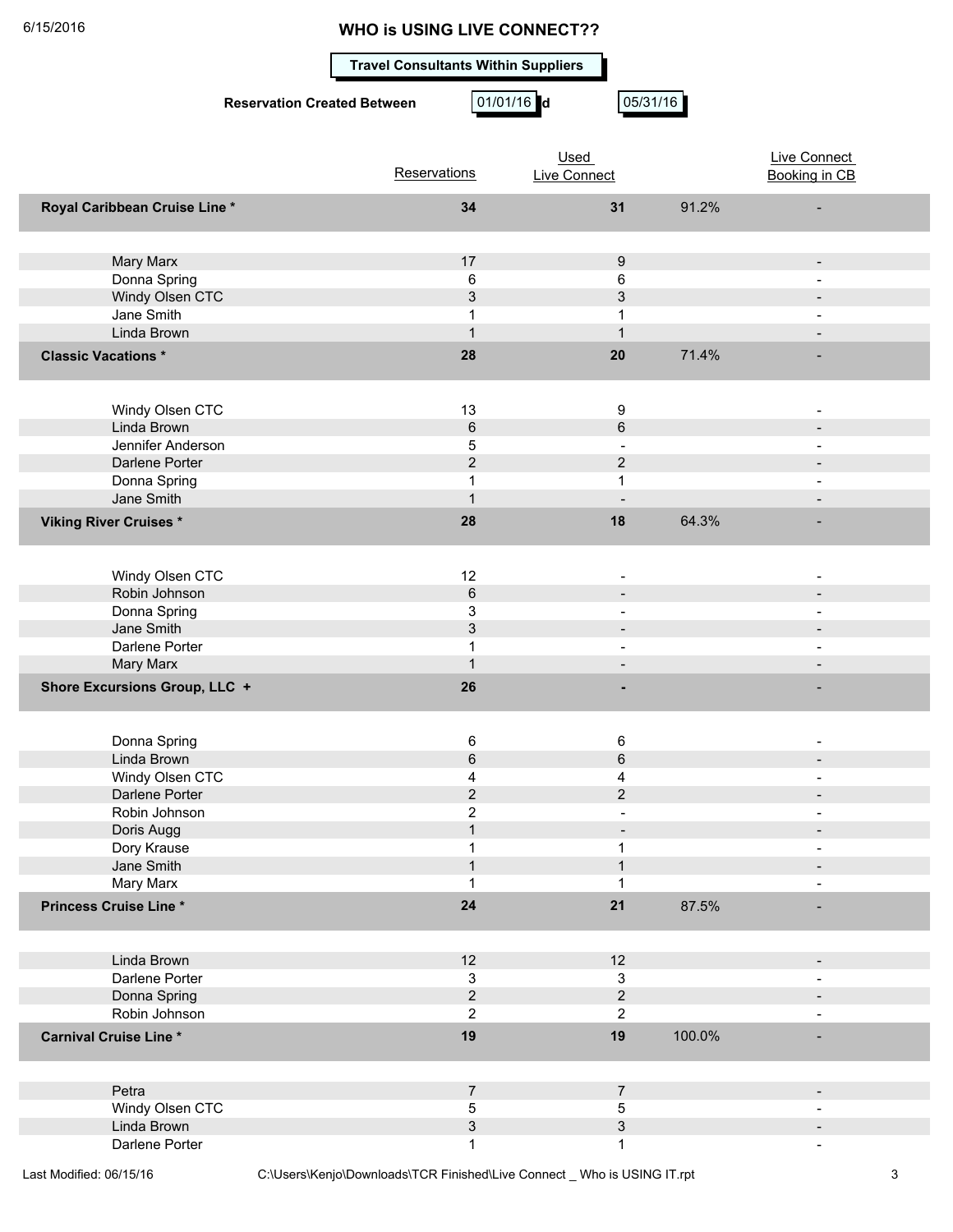# WHO is USING LIVE CONNECT??

**Travel Consultants Within Suppliers**

**Reservation Created Between** 01/01/16 and 05/31/16

| | Reservations | Used Live Connect | | Live Connect Booking in CB |
|---|---|---|---|---|
| **Royal Caribbean Cruise Line *** | **34** | **31** | 91.2% | - |
| Mary Marx | 17 | 9 | | - |
| Donna Spring | 6 | 6 | | - |
| Windy Olsen CTC | 3 | 3 | | - |
| Jane Smith | 1 | 1 | | - |
| Linda Brown | 1 | 1 | | - |
| **Classic Vacations *** | **28** | **20** | 71.4% | - |
| Windy Olsen CTC | 13 | 9 | | - |
| Linda Brown | 6 | 6 | | - |
| Jennifer Anderson | 5 | - | | - |
| Darlene Porter | 2 | 2 | | - |
| Donna Spring | 1 | 1 | | - |
| Jane Smith | 1 | - | | - |
| **Viking River Cruises *** | **28** | **18** | 64.3% | - |
| Windy Olsen CTC | 12 | - | | - |
| Robin Johnson | 6 | - | | - |
| Donna Spring | 3 | - | | - |
| Jane Smith | 3 | - | | - |
| Darlene Porter | 1 | - | | - |
| Mary Marx | 1 | - | | - |
| **Shore Excursions Group, LLC +** | **26** | **-** | | - |
| Donna Spring | 6 | 6 | | - |
| Linda Brown | 6 | 6 | | - |
| Windy Olsen CTC | 4 | 4 | | - |
| Darlene Porter | 2 | 2 | | - |
| Robin Johnson | 2 | - | | - |
| Doris Augg | 1 | - | | - |
| Dory Krause | 1 | 1 | | - |
| Jane Smith | 1 | 1 | | - |
| Mary Marx | 1 | 1 | | - |
| **Princess Cruise Line *** | **24** | **21** | 87.5% | - |
| Linda Brown | 12 | 12 | | - |
| Darlene Porter | 3 | 3 | | - |
| Donna Spring | 2 | 2 | | - |
| Robin Johnson | 2 | 2 | | - |
| **Carnival Cruise Line *** | **19** | **19** | 100.0% | - |
| Petra | 7 | 7 | | - |
| Windy Olsen CTC | 5 | 5 | | - |
| Linda Brown | 3 | 3 | | - |
| Darlene Porter | 1 | 1 | | - |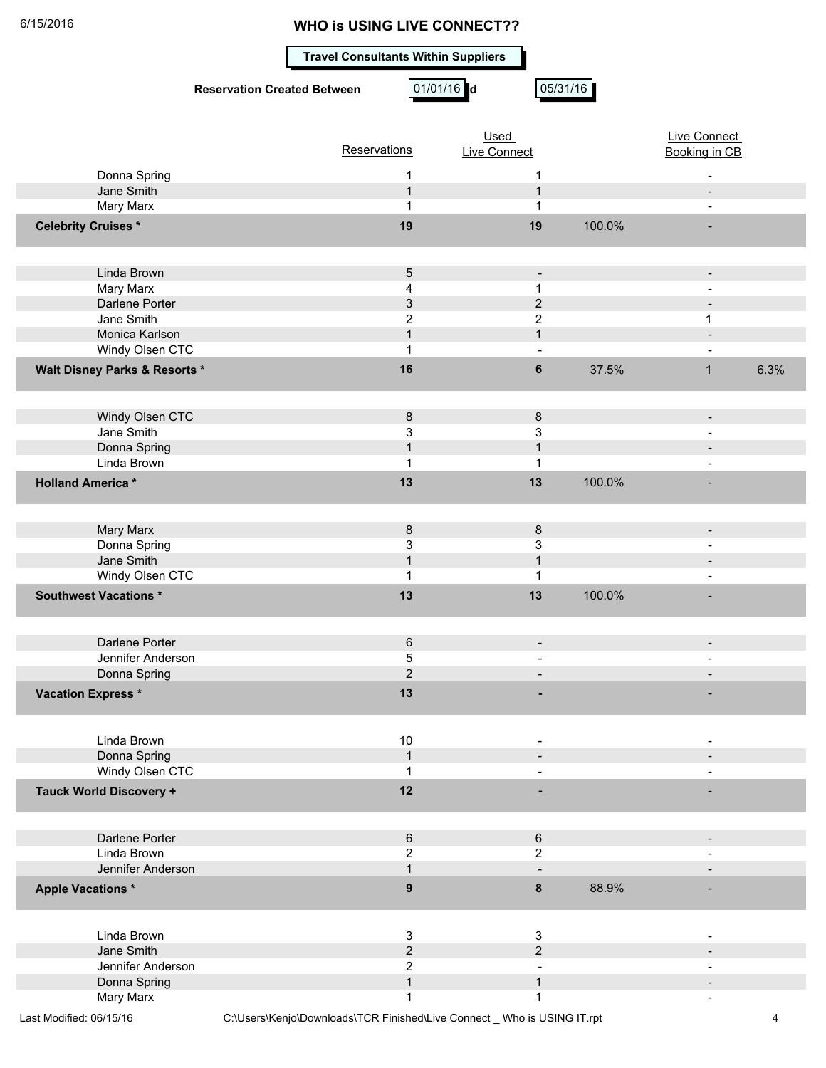## WHO is USING LIVE CONNECT??

**Travel Consultants Within Suppliers**

**Reservation Created Between** 01/01/16 and 05/31/16

| | Reservations | Used Live Connect | | Live Connect Booking in CB | |
|---|---|---|---|---|---|
| Donna Spring | 1 | 1 | | - | |
| Jane Smith | 1 | 1 | | - | |
| Mary Marx | 1 | 1 | | - | |
| **Celebrity Cruises *** | **19** | **19** | 100.0% | - | |
| Linda Brown | 5 | - | | - | |
| Mary Marx | 4 | 1 | | - | |
| Darlene Porter | 3 | 2 | | - | |
| Jane Smith | 2 | 2 | | 1 | |
| Monica Karlson | 1 | 1 | | - | |
| Windy Olsen CTC | 1 | - | | - | |
| **Walt Disney Parks & Resorts *** | **16** | **6** | 37.5% | 1 | 6.3% |
| Windy Olsen CTC | 8 | 8 | | - | |
| Jane Smith | 3 | 3 | | - | |
| Donna Spring | 1 | 1 | | - | |
| Linda Brown | 1 | 1 | | - | |
| **Holland America *** | **13** | **13** | 100.0% | - | |
| Mary Marx | 8 | 8 | | - | |
| Donna Spring | 3 | 3 | | - | |
| Jane Smith | 1 | 1 | | - | |
| Windy Olsen CTC | 1 | 1 | | - | |
| **Southwest Vacations *** | **13** | **13** | 100.0% | - | |
| Darlene Porter | 6 | - | | - | |
| Jennifer Anderson | 5 | - | | - | |
| Donna Spring | 2 | - | | - | |
| **Vacation Express *** | **13** | **-** | | - | |
| Linda Brown | 10 | - | | - | |
| Donna Spring | 1 | - | | - | |
| Windy Olsen CTC | 1 | - | | - | |
| **Tauck World Discovery +** | **12** | **-** | | - | |
| Darlene Porter | 6 | 6 | | - | |
| Linda Brown | 2 | 2 | | - | |
| Jennifer Anderson | 1 | - | | - | |
| **Apple Vacations *** | **9** | **8** | 88.9% | - | |
| Linda Brown | 3 | 3 | | - | |
| Jane Smith | 2 | 2 | | - | |
| Jennifer Anderson | 2 | - | | - | |
| Donna Spring | 1 | 1 | | - | |
| Mary Marx | 1 | 1 | | - | |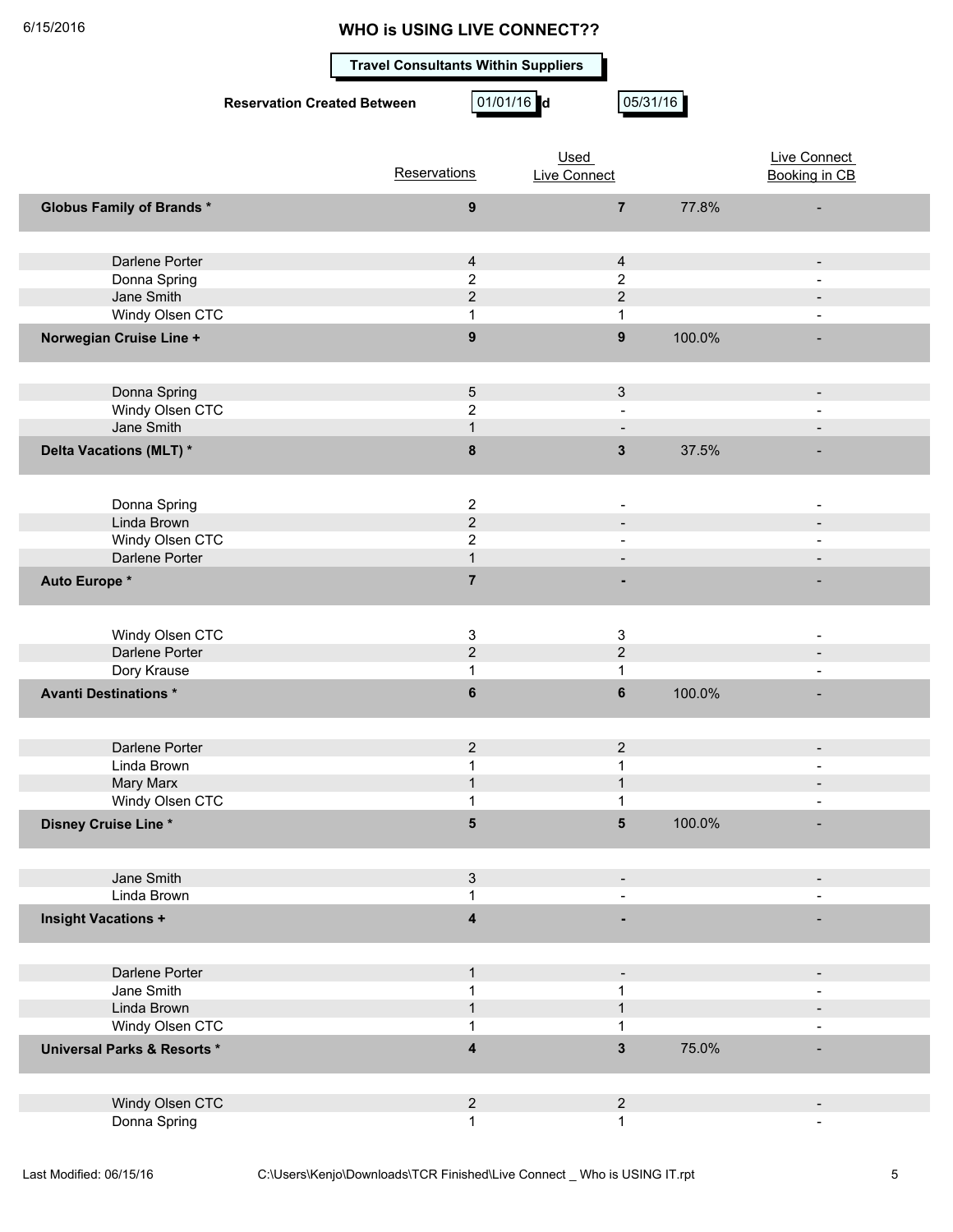6/15/2016

# WHO is USING LIVE CONNECT??

**Travel Consultants Within Suppliers**

**Reservation Created Between** 01/01/16 and 05/31/16

| | Reservations | Used Live Connect | | Live Connect Booking in CB |
|---|---|---|---|---|
| **Globus Family of Brands *** | **9** | **7** | 77.8% | - |
| Darlene Porter | 4 | 4 | | - |
| Donna Spring | 2 | 2 | | - |
| Jane Smith | 2 | 2 | | - |
| Windy Olsen CTC | 1 | 1 | | - |
| **Norwegian Cruise Line +** | **9** | **9** | 100.0% | - |
| Donna Spring | 5 | 3 | | - |
| Windy Olsen CTC | 2 | - | | - |
| Jane Smith | 1 | - | | - |
| **Delta Vacations (MLT) *** | **8** | **3** | 37.5% | - |
| Donna Spring | 2 | - | | - |
| Linda Brown | 2 | - | | - |
| Windy Olsen CTC | 2 | - | | - |
| Darlene Porter | 1 | - | | - |
| **Auto Europe *** | **7** | **-** | | - |
| Windy Olsen CTC | 3 | 3 | | - |
| Darlene Porter | 2 | 2 | | - |
| Dory Krause | 1 | 1 | | - |
| **Avanti Destinations *** | **6** | **6** | 100.0% | - |
| Darlene Porter | 2 | 2 | | - |
| Linda Brown | 1 | 1 | | - |
| Mary Marx | 1 | 1 | | - |
| Windy Olsen CTC | 1 | 1 | | - |
| **Disney Cruise Line *** | **5** | **5** | 100.0% | - |
| Jane Smith | 3 | - | | - |
| Linda Brown | 1 | - | | - |
| **Insight Vacations +** | **4** | **-** | | - |
| Darlene Porter | 1 | - | | - |
| Jane Smith | 1 | 1 | | - |
| Linda Brown | 1 | 1 | | - |
| Windy Olsen CTC | 1 | 1 | | - |
| **Universal Parks & Resorts *** | **4** | **3** | 75.0% | - |
| Windy Olsen CTC | 2 | 2 | | - |
| Donna Spring | 1 | 1 | | - |

Last Modified: 06/15/16 C:\Users\Kenjo\Downloads\TCR Finished\Live Connect _ Who is USING IT.rpt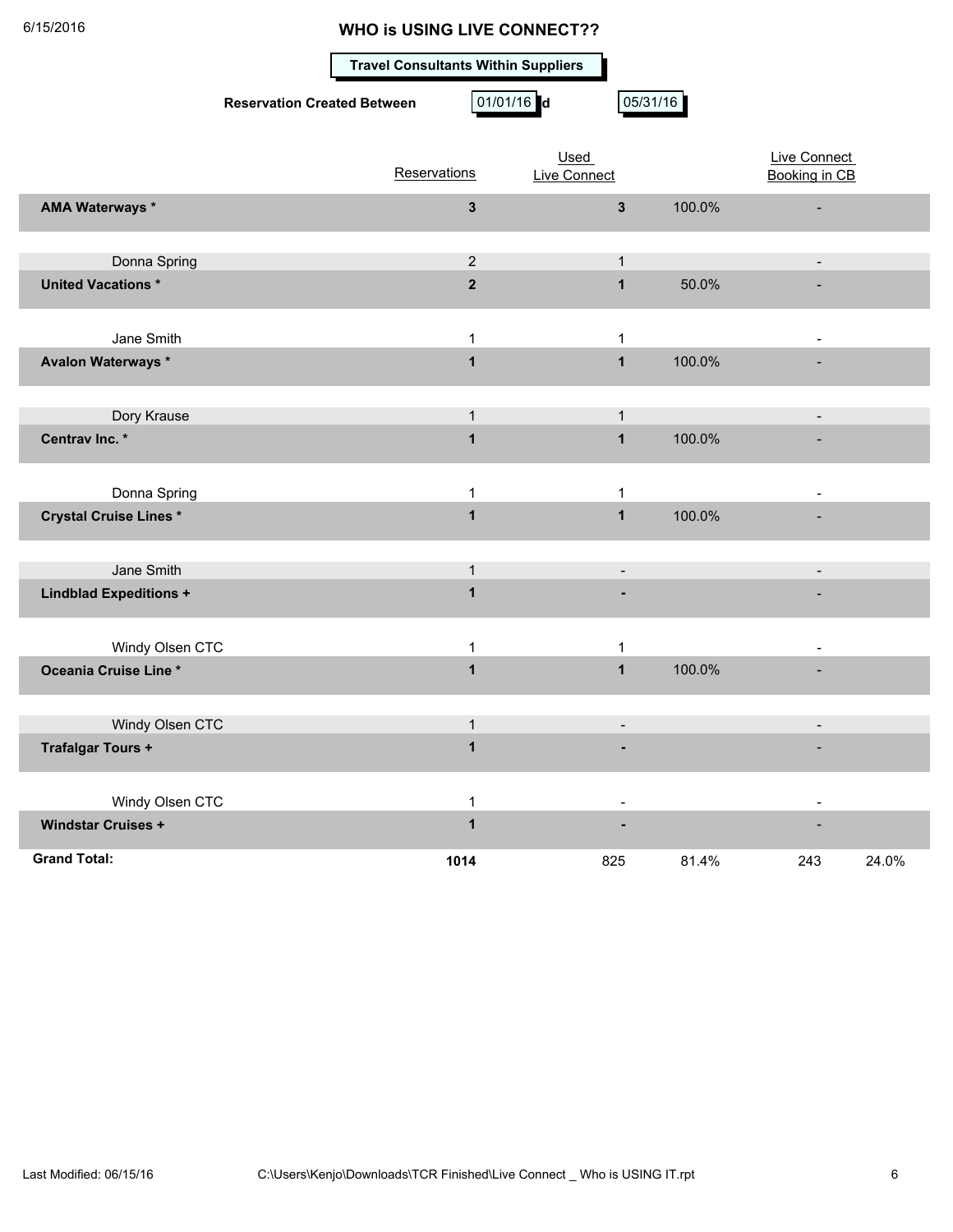6/15/2016

# WHO is USING LIVE CONNECT??

**Travel Consultants Within Suppliers**

**Reservation Created Between** 01/01/16 **and** 05/31/16

| | Reservations | Used Live Connect | | Live Connect Booking in CB | |
|---|---|---|---|---|---|
| **AMA Waterways *** | **3** | **3** | 100.0% | - | |
| Donna Spring | 2 | 1 | | - | |
| **United Vacations *** | **2** | **1** | 50.0% | - | |
| Jane Smith | 1 | 1 | | - | |
| **Avalon Waterways *** | **1** | **1** | 100.0% | - | |
| Dory Krause | 1 | 1 | | - | |
| **Centrav Inc. *** | **1** | **1** | 100.0% | - | |
| Donna Spring | 1 | 1 | | - | |
| **Crystal Cruise Lines *** | **1** | **1** | 100.0% | - | |
| Jane Smith | 1 | - | | - | |
| **Lindblad Expeditions +** | **1** | **-** | | - | |
| Windy Olsen CTC | 1 | 1 | | - | |
| **Oceania Cruise Line *** | **1** | **1** | 100.0% | - | |
| Windy Olsen CTC | 1 | - | | - | |
| **Trafalgar Tours +** | **1** | **-** | | - | |
| Windy Olsen CTC | 1 | - | | - | |
| **Windstar Cruises +** | **1** | **-** | | - | |
| **Grand Total:** | **1014** | 825 | 81.4% | 243 | 24.0% |

Last Modified: 06/15/16 C:\Users\Kenjo\Downloads\TCR Finished\Live Connect _ Who is USING IT.rpt